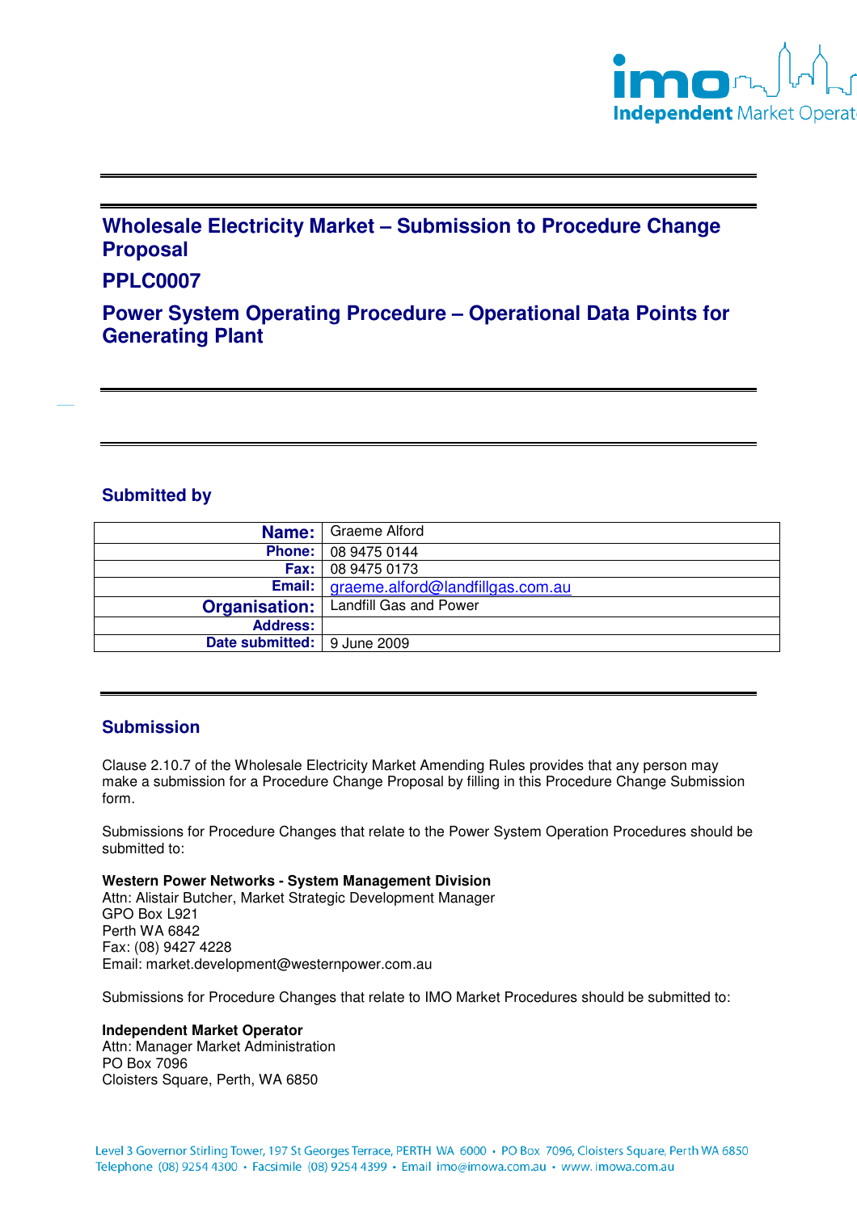# Wholesale Electricity Market – Submission to Procedure Change Proposal

## PPLC0007

## Power System Operating Procedure – Operational Data Points for Generating Plant

### Submitted by

| | |
|---|---|
| **Name:** | Graeme Alford |
| **Phone:** | 08 9475 0144 |
| **Fax:** | 08 9475 0173 |
| **Email:** | graeme.alford@landfillgas.com.au |
| **Organisation:** | Landfill Gas and Power |
| **Address:** | |
| **Date submitted:** | 9 June 2009 |

### Submission

Clause 2.10.7 of the Wholesale Electricity Market Amending Rules provides that any person may make a submission for a Procedure Change Proposal by filling in this Procedure Change Submission form.

Submissions for Procedure Changes that relate to the Power System Operation Procedures should be submitted to:

**Western Power Networks - System Management Division**
Attn: Alistair Butcher, Market Strategic Development Manager
GPO Box L921
Perth WA 6842
Fax: (08) 9427 4228
Email: market.development@westernpower.com.au

Submissions for Procedure Changes that relate to IMO Market Procedures should be submitted to:

**Independent Market Operator**
Attn: Manager Market Administration
PO Box 7096
Cloisters Square, Perth, WA 6850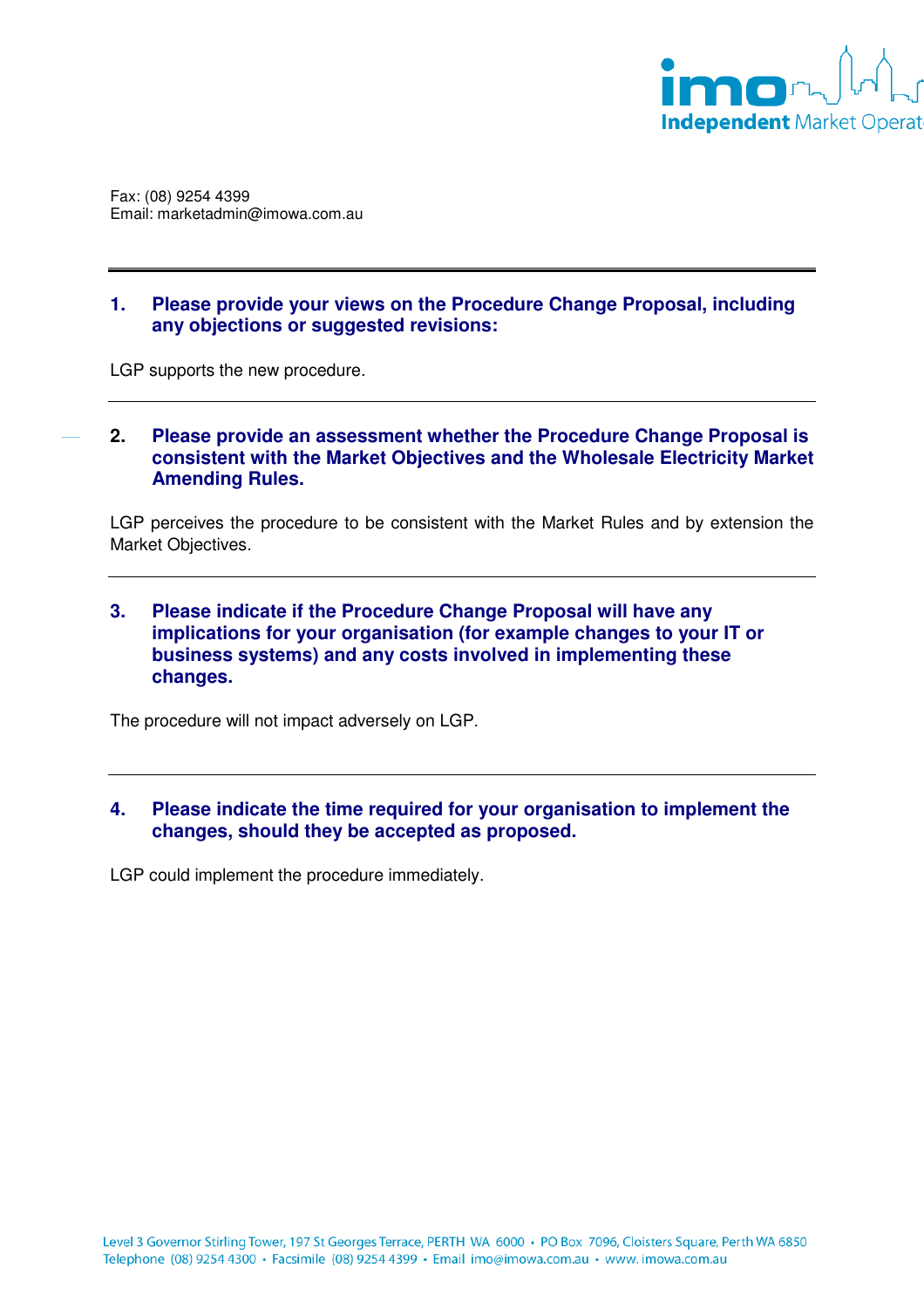Fax: (08) 9254 4399
Email: marketadmin@imowa.com.au

---

### 1. Please provide your views on the Procedure Change Proposal, including any objections or suggested revisions:

LGP supports the new procedure.

---

### 2. Please provide an assessment whether the Procedure Change Proposal is consistent with the Market Objectives and the Wholesale Electricity Market Amending Rules.

LGP perceives the procedure to be consistent with the Market Rules and by extension the Market Objectives.

---

### 3. Please indicate if the Procedure Change Proposal will have any implications for your organisation (for example changes to your IT or business systems) and any costs involved in implementing these changes.

The procedure will not impact adversely on LGP.

---

### 4. Please indicate the time required for your organisation to implement the changes, should they be accepted as proposed.

LGP could implement the procedure immediately.